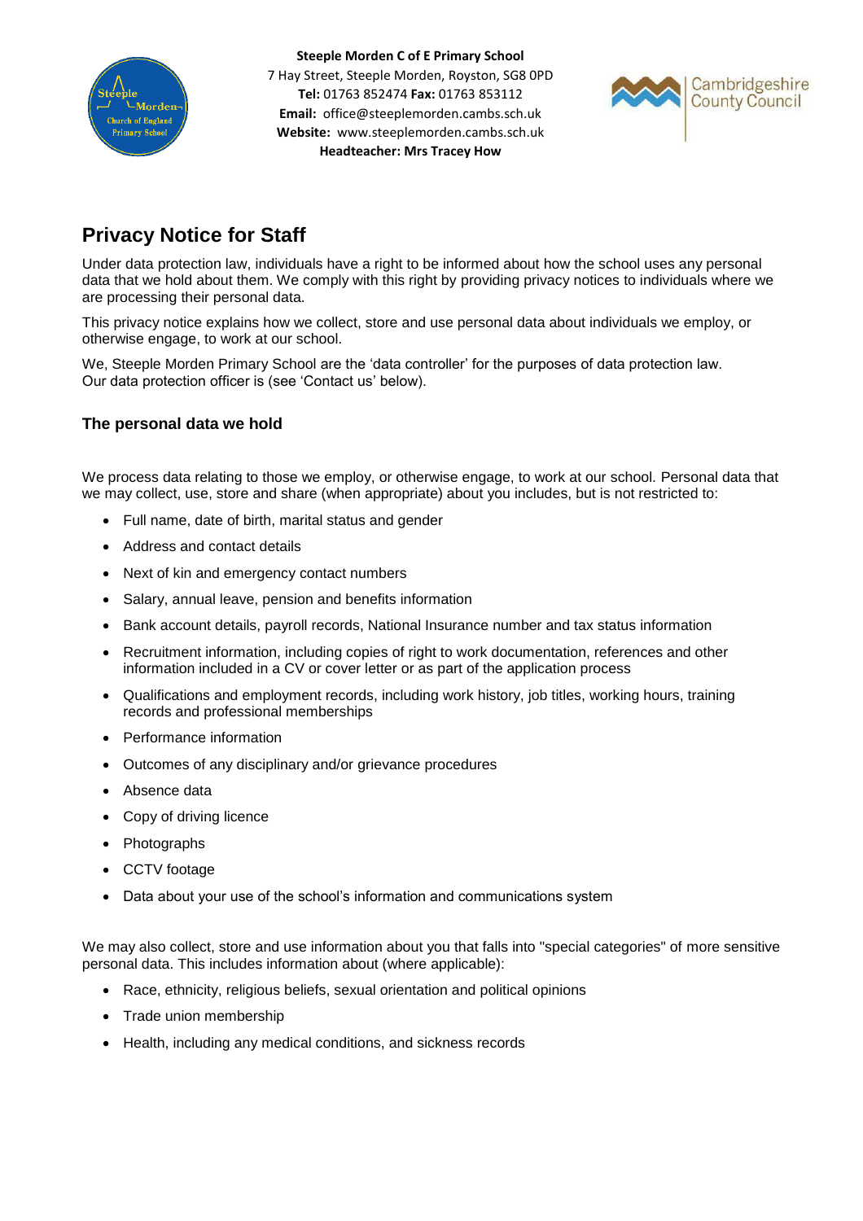**Steeple Morden C of E Primary School**
7 Hay Street, Steeple Morden, Royston, SG8 0PD
**Tel:** 01763 852474 **Fax:** 01763 853112
**Email:** office@steeplemorden.cambs.sch.uk
**Website:** www.steeplemorden.cambs.sch.uk
**Headteacher: Mrs Tracey How**

# Privacy Notice for Staff

Under data protection law, individuals have a right to be informed about how the school uses any personal data that we hold about them. We comply with this right by providing privacy notices to individuals where we are processing their personal data.

This privacy notice explains how we collect, store and use personal data about individuals we employ, or otherwise engage, to work at our school.

We, Steeple Morden Primary School are the 'data controller' for the purposes of data protection law. Our data protection officer is (see 'Contact us' below).

### The personal data we hold

We process data relating to those we employ, or otherwise engage, to work at our school. Personal data that we may collect, use, store and share (when appropriate) about you includes, but is not restricted to:

- Full name, date of birth, marital status and gender
- Address and contact details
- Next of kin and emergency contact numbers
- Salary, annual leave, pension and benefits information
- Bank account details, payroll records, National Insurance number and tax status information
- Recruitment information, including copies of right to work documentation, references and other information included in a CV or cover letter or as part of the application process
- Qualifications and employment records, including work history, job titles, working hours, training records and professional memberships
- Performance information
- Outcomes of any disciplinary and/or grievance procedures
- Absence data
- Copy of driving licence
- Photographs
- CCTV footage
- Data about your use of the school's information and communications system

We may also collect, store and use information about you that falls into "special categories" of more sensitive personal data. This includes information about (where applicable):

- Race, ethnicity, religious beliefs, sexual orientation and political opinions
- Trade union membership
- Health, including any medical conditions, and sickness records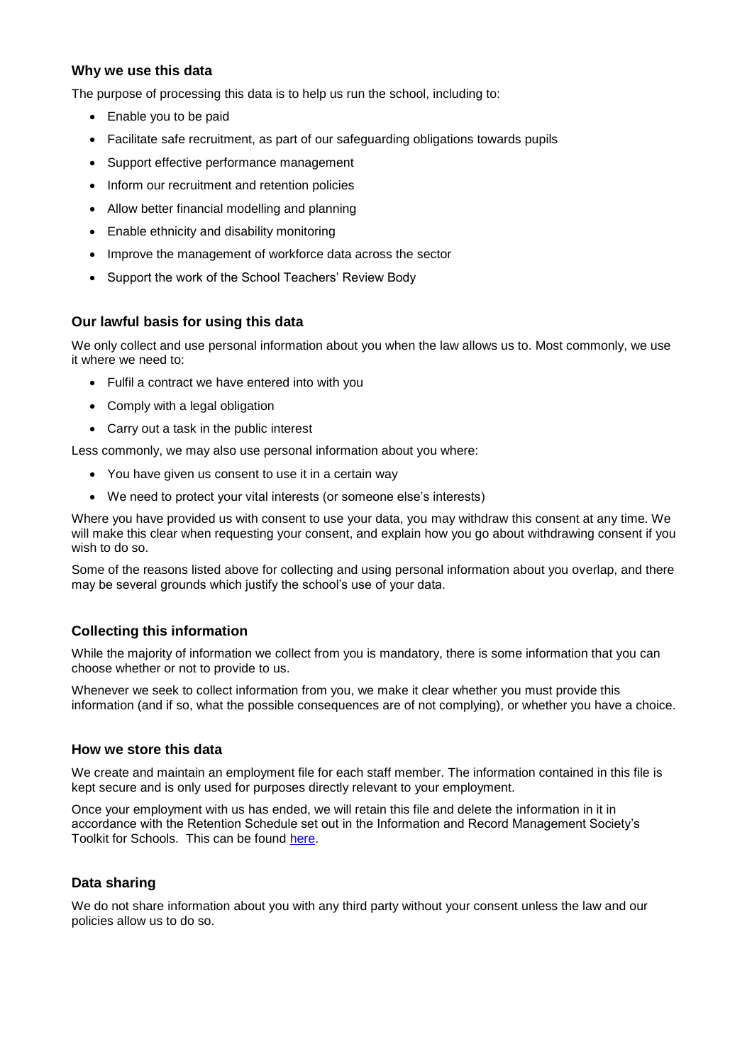### Why we use this data

The purpose of processing this data is to help us run the school, including to:

- Enable you to be paid
- Facilitate safe recruitment, as part of our safeguarding obligations towards pupils
- Support effective performance management
- Inform our recruitment and retention policies
- Allow better financial modelling and planning
- Enable ethnicity and disability monitoring
- Improve the management of workforce data across the sector
- Support the work of the School Teachers' Review Body

### Our lawful basis for using this data

We only collect and use personal information about you when the law allows us to. Most commonly, we use it where we need to:

- Fulfil a contract we have entered into with you
- Comply with a legal obligation
- Carry out a task in the public interest

Less commonly, we may also use personal information about you where:

- You have given us consent to use it in a certain way
- We need to protect your vital interests (or someone else's interests)

Where you have provided us with consent to use your data, you may withdraw this consent at any time. We will make this clear when requesting your consent, and explain how you go about withdrawing consent if you wish to do so.

Some of the reasons listed above for collecting and using personal information about you overlap, and there may be several grounds which justify the school's use of your data.

### Collecting this information

While the majority of information we collect from you is mandatory, there is some information that you can choose whether or not to provide to us.

Whenever we seek to collect information from you, we make it clear whether you must provide this information (and if so, what the possible consequences are of not complying), or whether you have a choice.

### How we store this data

We create and maintain an employment file for each staff member. The information contained in this file is kept secure and is only used for purposes directly relevant to your employment.

Once your employment with us has ended, we will retain this file and delete the information in it in accordance with the Retention Schedule set out in the Information and Record Management Society's Toolkit for Schools. This can be found here.

### Data sharing

We do not share information about you with any third party without your consent unless the law and our policies allow us to do so.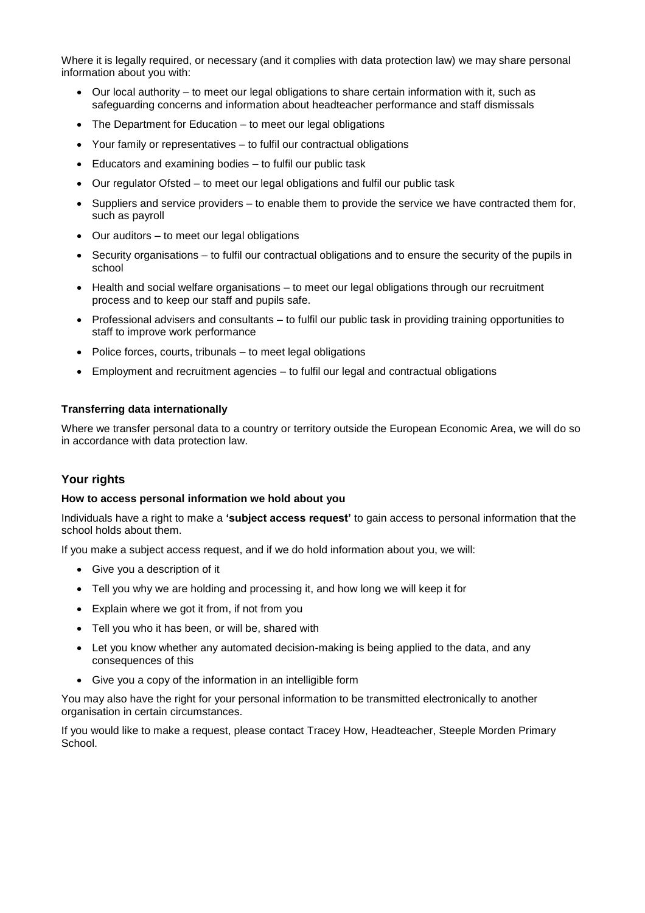Where it is legally required, or necessary (and it complies with data protection law) we may share personal information about you with:

- Our local authority – to meet our legal obligations to share certain information with it, such as safeguarding concerns and information about headteacher performance and staff dismissals
- The Department for Education – to meet our legal obligations
- Your family or representatives – to fulfil our contractual obligations
- Educators and examining bodies – to fulfil our public task
- Our regulator Ofsted – to meet our legal obligations and fulfil our public task
- Suppliers and service providers – to enable them to provide the service we have contracted them for, such as payroll
- Our auditors – to meet our legal obligations
- Security organisations – to fulfil our contractual obligations and to ensure the security of the pupils in school
- Health and social welfare organisations – to meet our legal obligations through our recruitment process and to keep our staff and pupils safe.
- Professional advisers and consultants – to fulfil our public task in providing training opportunities to staff to improve work performance
- Police forces, courts, tribunals – to meet legal obligations
- Employment and recruitment agencies – to fulfil our legal and contractual obligations

#### Transferring data internationally

Where we transfer personal data to a country or territory outside the European Economic Area, we will do so in accordance with data protection law.

### Your rights

#### How to access personal information we hold about you

Individuals have a right to make a **'subject access request'** to gain access to personal information that the school holds about them.

If you make a subject access request, and if we do hold information about you, we will:

- Give you a description of it
- Tell you why we are holding and processing it, and how long we will keep it for
- Explain where we got it from, if not from you
- Tell you who it has been, or will be, shared with
- Let you know whether any automated decision-making is being applied to the data, and any consequences of this
- Give you a copy of the information in an intelligible form

You may also have the right for your personal information to be transmitted electronically to another organisation in certain circumstances.

If you would like to make a request, please contact Tracey How, Headteacher, Steeple Morden Primary School.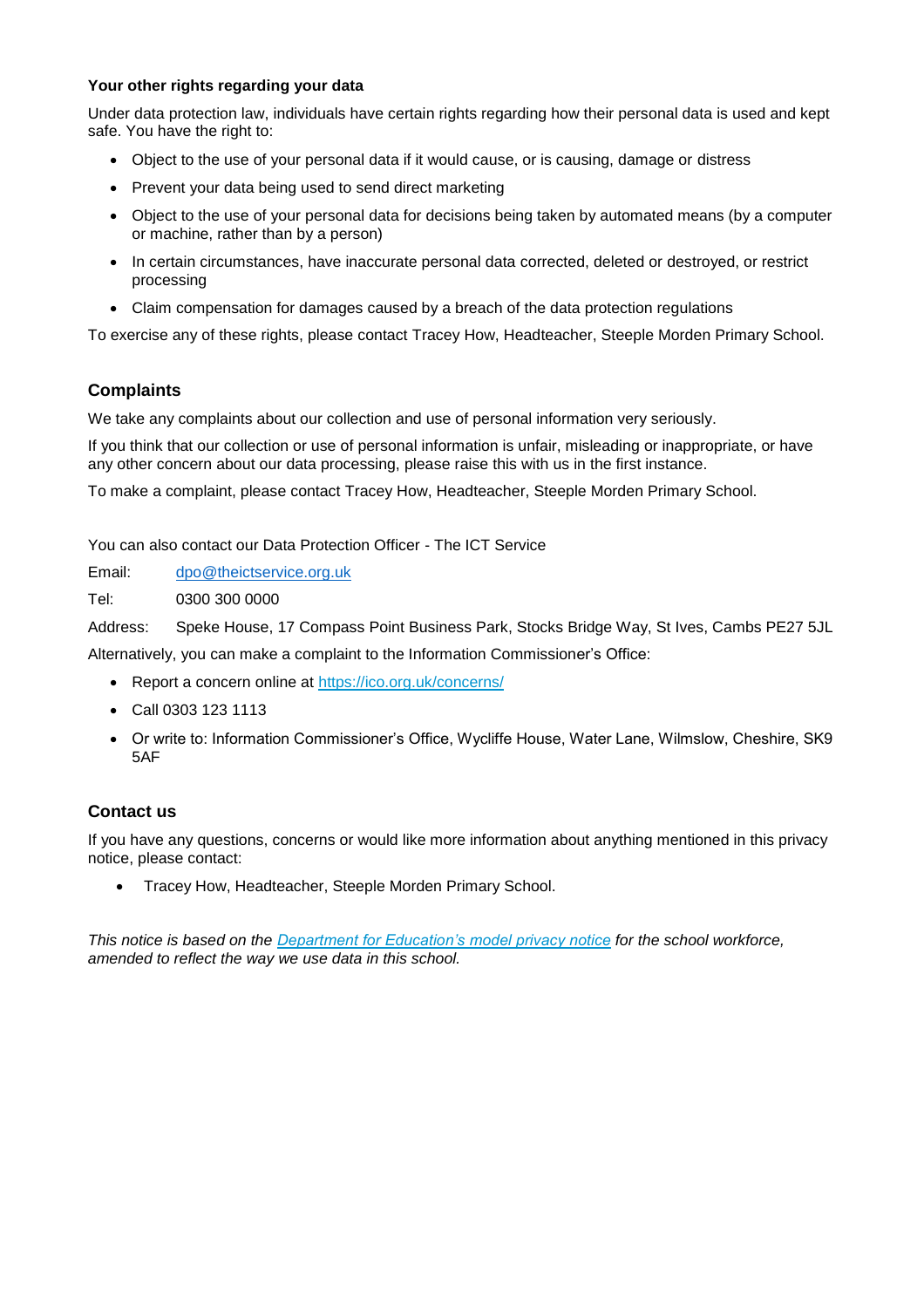**Your other rights regarding your data**

Under data protection law, individuals have certain rights regarding how their personal data is used and kept safe. You have the right to:

- Object to the use of your personal data if it would cause, or is causing, damage or distress
- Prevent your data being used to send direct marketing
- Object to the use of your personal data for decisions being taken by automated means (by a computer or machine, rather than by a person)
- In certain circumstances, have inaccurate personal data corrected, deleted or destroyed, or restrict processing
- Claim compensation for damages caused by a breach of the data protection regulations

To exercise any of these rights, please contact Tracey How, Headteacher, Steeple Morden Primary School.

## Complaints

We take any complaints about our collection and use of personal information very seriously.

If you think that our collection or use of personal information is unfair, misleading or inappropriate, or have any other concern about our data processing, please raise this with us in the first instance.

To make a complaint, please contact Tracey How, Headteacher, Steeple Morden Primary School.

You can also contact our Data Protection Officer - The ICT Service

Email: dpo@theictservice.org.uk

Tel: 0300 300 0000

Address: Speke House, 17 Compass Point Business Park, Stocks Bridge Way, St Ives, Cambs PE27 5JL

Alternatively, you can make a complaint to the Information Commissioner's Office:

- Report a concern online at https://ico.org.uk/concerns/
- Call 0303 123 1113
- Or write to: Information Commissioner's Office, Wycliffe House, Water Lane, Wilmslow, Cheshire, SK9 5AF

## Contact us

If you have any questions, concerns or would like more information about anything mentioned in this privacy notice, please contact:

- Tracey How, Headteacher, Steeple Morden Primary School.

*This notice is based on the Department for Education's model privacy notice for the school workforce, amended to reflect the way we use data in this school.*